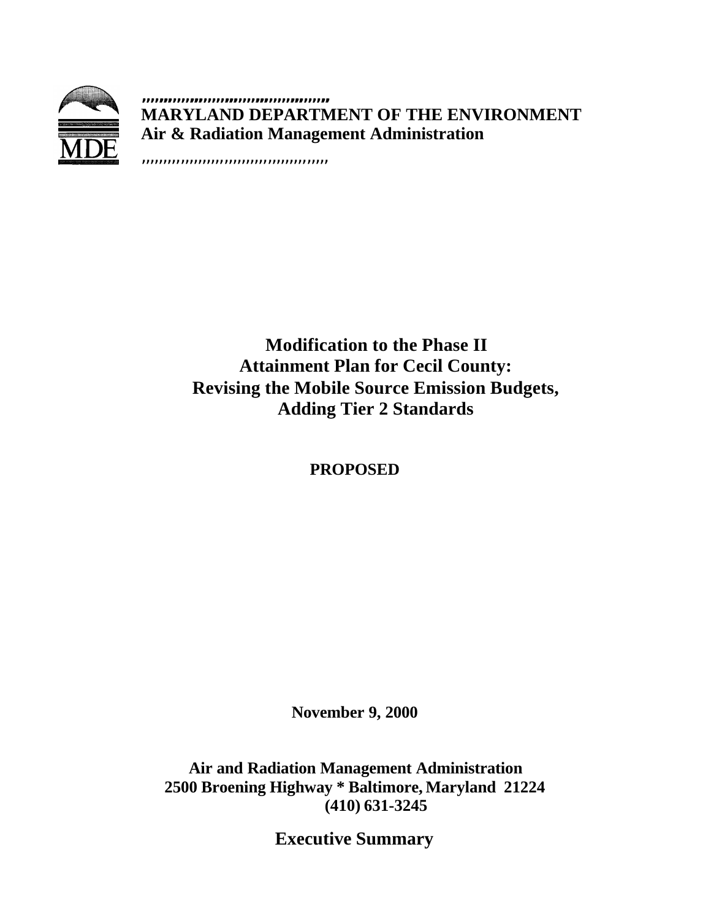MDE

**MARYLAND DEPARTMENT OF THE ENVIRONMENT**
**Air & Radiation Management Administration**

# Modification to the Phase II Attainment Plan for Cecil County: Revising the Mobile Source Emission Budgets, Adding Tier 2 Standards

**PROPOSED**

**November 9, 2000**

**Air and Radiation Management Administration**
**2500 Broening Highway * Baltimore, Maryland 21224**
**(410) 631-3245**

## Executive Summary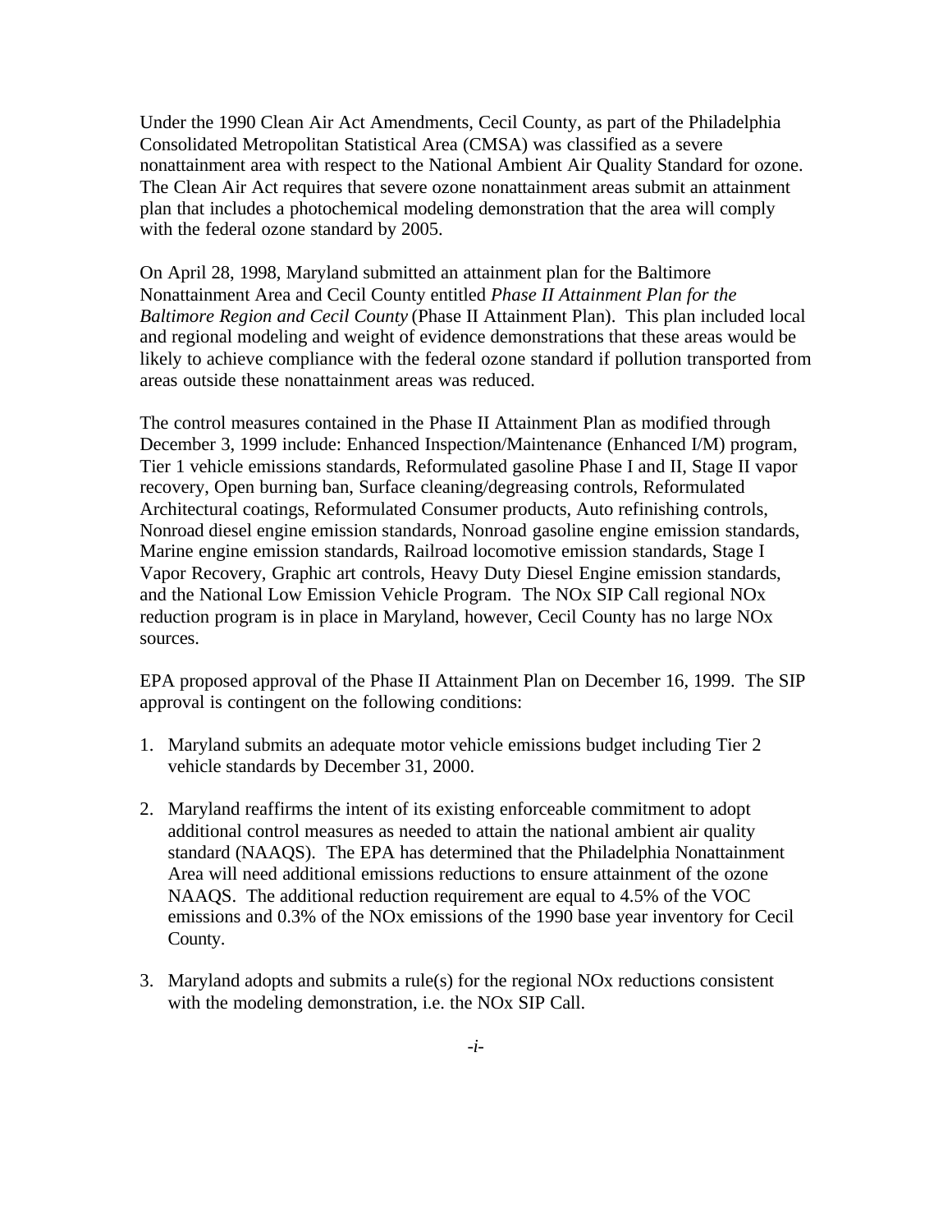Under the 1990 Clean Air Act Amendments, Cecil County, as part of the Philadelphia Consolidated Metropolitan Statistical Area (CMSA) was classified as a severe nonattainment area with respect to the National Ambient Air Quality Standard for ozone. The Clean Air Act requires that severe ozone nonattainment areas submit an attainment plan that includes a photochemical modeling demonstration that the area will comply with the federal ozone standard by 2005.

On April 28, 1998, Maryland submitted an attainment plan for the Baltimore Nonattainment Area and Cecil County entitled *Phase II Attainment Plan for the Baltimore Region and Cecil County* (Phase II Attainment Plan). This plan included local and regional modeling and weight of evidence demonstrations that these areas would be likely to achieve compliance with the federal ozone standard if pollution transported from areas outside these nonattainment areas was reduced.

The control measures contained in the Phase II Attainment Plan as modified through December 3, 1999 include: Enhanced Inspection/Maintenance (Enhanced I/M) program, Tier 1 vehicle emissions standards, Reformulated gasoline Phase I and II, Stage II vapor recovery, Open burning ban, Surface cleaning/degreasing controls, Reformulated Architectural coatings, Reformulated Consumer products, Auto refinishing controls, Nonroad diesel engine emission standards, Nonroad gasoline engine emission standards, Marine engine emission standards, Railroad locomotive emission standards, Stage I Vapor Recovery, Graphic art controls, Heavy Duty Diesel Engine emission standards, and the National Low Emission Vehicle Program. The NOx SIP Call regional NOx reduction program is in place in Maryland, however, Cecil County has no large NOx sources.

EPA proposed approval of the Phase II Attainment Plan on December 16, 1999. The SIP approval is contingent on the following conditions:

1. Maryland submits an adequate motor vehicle emissions budget including Tier 2 vehicle standards by December 31, 2000.

2. Maryland reaffirms the intent of its existing enforceable commitment to adopt additional control measures as needed to attain the national ambient air quality standard (NAAQS). The EPA has determined that the Philadelphia Nonattainment Area will need additional emissions reductions to ensure attainment of the ozone NAAQS. The additional reduction requirement are equal to 4.5% of the VOC emissions and 0.3% of the NOx emissions of the 1990 base year inventory for Cecil County.

3. Maryland adopts and submits a rule(s) for the regional NOx reductions consistent with the modeling demonstration, i.e. the NOx SIP Call.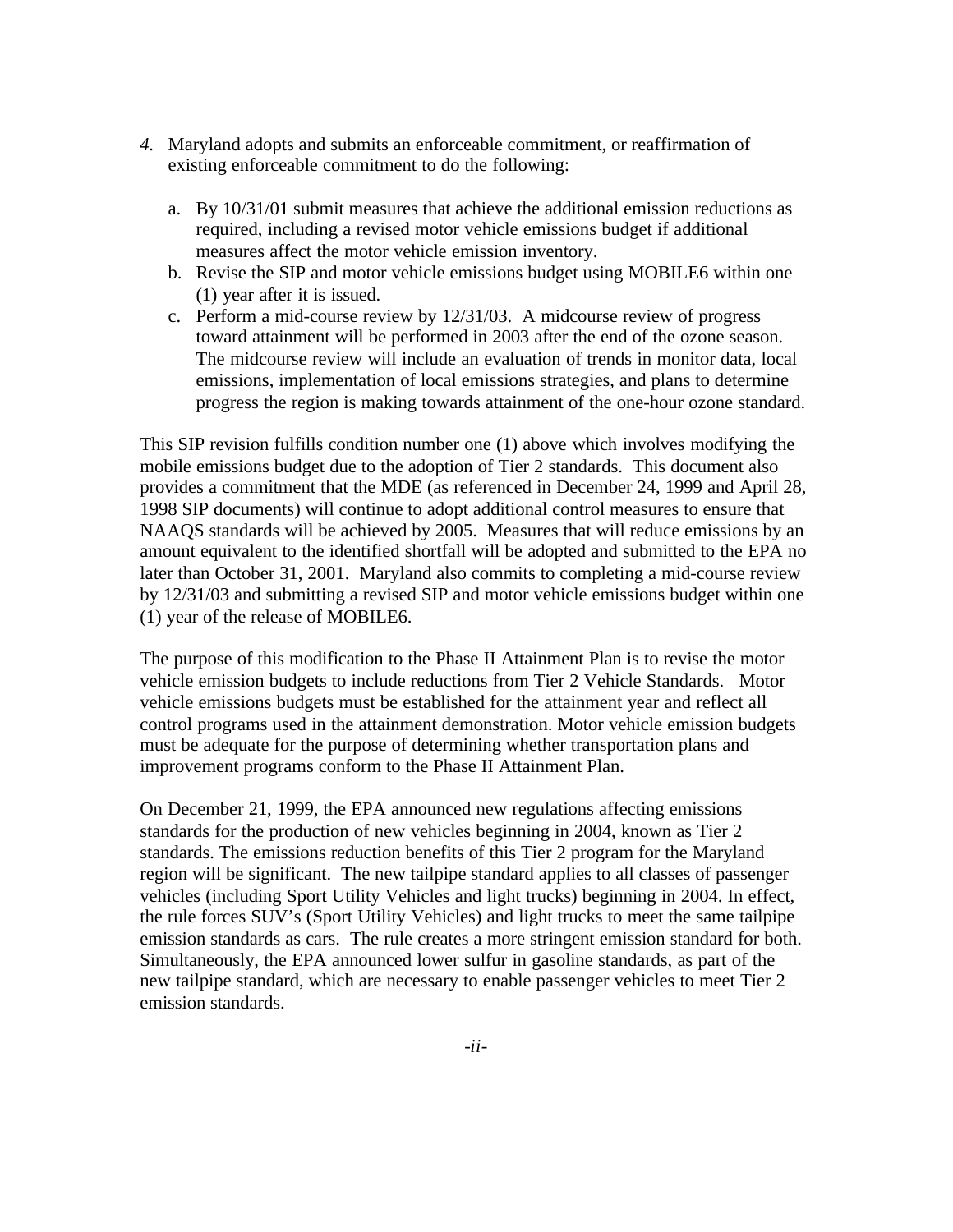4. Maryland adopts and submits an enforceable commitment, or reaffirmation of existing enforceable commitment to do the following:

   a. By 10/31/01 submit measures that achieve the additional emission reductions as required, including a revised motor vehicle emissions budget if additional measures affect the motor vehicle emission inventory.
   b. Revise the SIP and motor vehicle emissions budget using MOBILE6 within one (1) year after it is issued.
   c. Perform a mid-course review by 12/31/03. A midcourse review of progress toward attainment will be performed in 2003 after the end of the ozone season. The midcourse review will include an evaluation of trends in monitor data, local emissions, implementation of local emissions strategies, and plans to determine progress the region is making towards attainment of the one-hour ozone standard.

This SIP revision fulfills condition number one (1) above which involves modifying the mobile emissions budget due to the adoption of Tier 2 standards. This document also provides a commitment that the MDE (as referenced in December 24, 1999 and April 28, 1998 SIP documents) will continue to adopt additional control measures to ensure that NAAQS standards will be achieved by 2005. Measures that will reduce emissions by an amount equivalent to the identified shortfall will be adopted and submitted to the EPA no later than October 31, 2001. Maryland also commits to completing a mid-course review by 12/31/03 and submitting a revised SIP and motor vehicle emissions budget within one (1) year of the release of MOBILE6.

The purpose of this modification to the Phase II Attainment Plan is to revise the motor vehicle emission budgets to include reductions from Tier 2 Vehicle Standards. Motor vehicle emissions budgets must be established for the attainment year and reflect all control programs used in the attainment demonstration. Motor vehicle emission budgets must be adequate for the purpose of determining whether transportation plans and improvement programs conform to the Phase II Attainment Plan.

On December 21, 1999, the EPA announced new regulations affecting emissions standards for the production of new vehicles beginning in 2004, known as Tier 2 standards. The emissions reduction benefits of this Tier 2 program for the Maryland region will be significant. The new tailpipe standard applies to all classes of passenger vehicles (including Sport Utility Vehicles and light trucks) beginning in 2004. In effect, the rule forces SUV's (Sport Utility Vehicles) and light trucks to meet the same tailpipe emission standards as cars. The rule creates a more stringent emission standard for both. Simultaneously, the EPA announced lower sulfur in gasoline standards, as part of the new tailpipe standard, which are necessary to enable passenger vehicles to meet Tier 2 emission standards.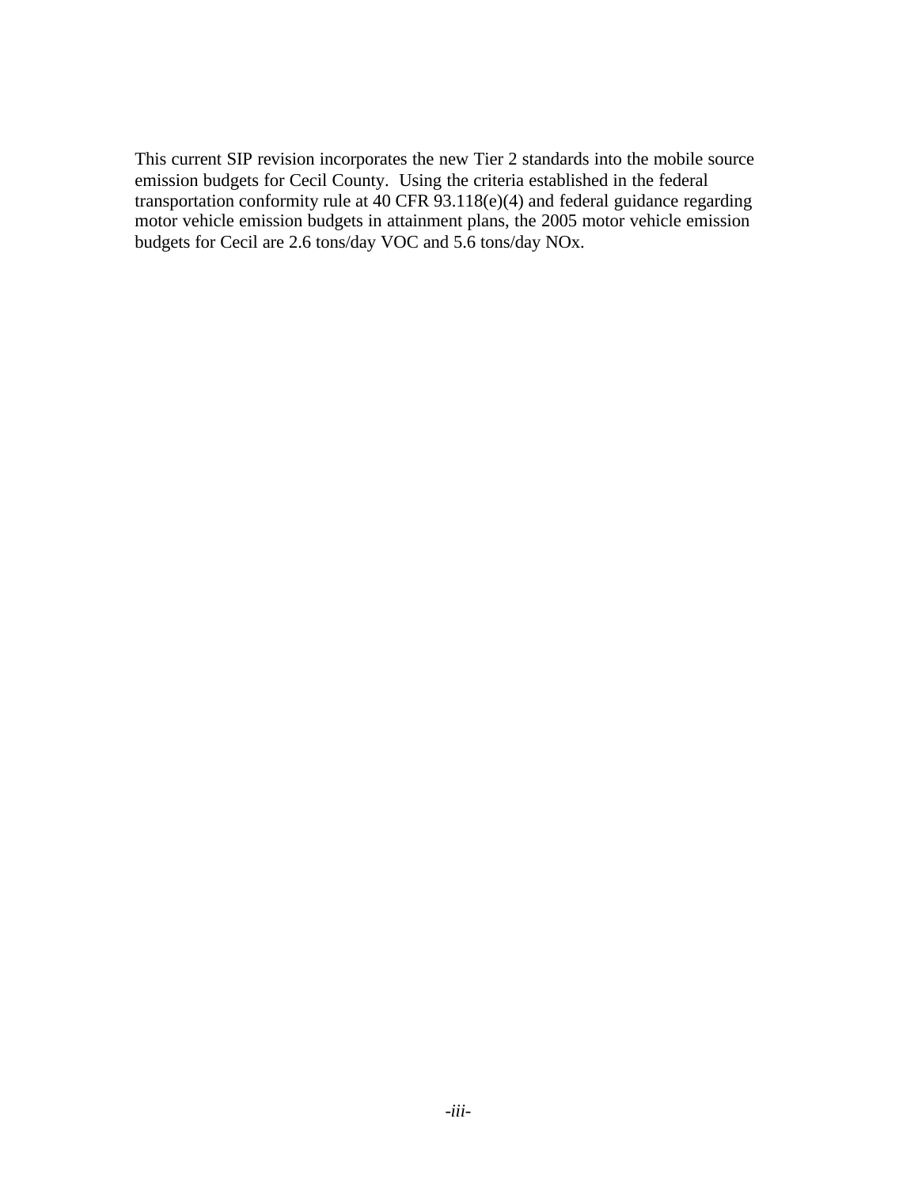This current SIP revision incorporates the new Tier 2 standards into the mobile source emission budgets for Cecil County. Using the criteria established in the federal transportation conformity rule at 40 CFR 93.118(e)(4) and federal guidance regarding motor vehicle emission budgets in attainment plans, the 2005 motor vehicle emission budgets for Cecil are 2.6 tons/day VOC and 5.6 tons/day NOx.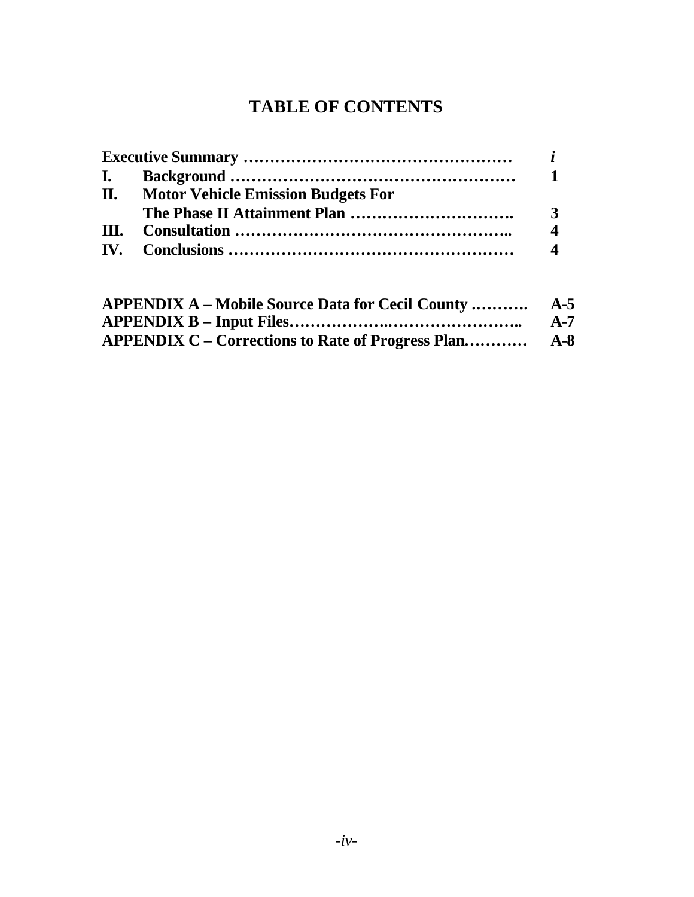# TABLE OF CONTENTS

| | | |
|---|---|---|
| **Executive Summary** ………………………………………… | | ***i*** |
| **I.** | **Background** …………………………………………… | **1** |
| **II.** | **Motor Vehicle Emission Budgets For The Phase II Attainment Plan** …………………………. | **3** |
| **III.** | **Consultation** …………………………………………….. | **4** |
| **IV.** | **Conclusions** …………………………………………… | **4** |

| | |
|---|---|
| **APPENDIX A – Mobile Source Data for Cecil County ……….** | **A-5** |
| **APPENDIX B – Input Files………………..…………………..** | **A-7** |
| **APPENDIX C – Corrections to Rate of Progress Plan.……….** | **A-8** |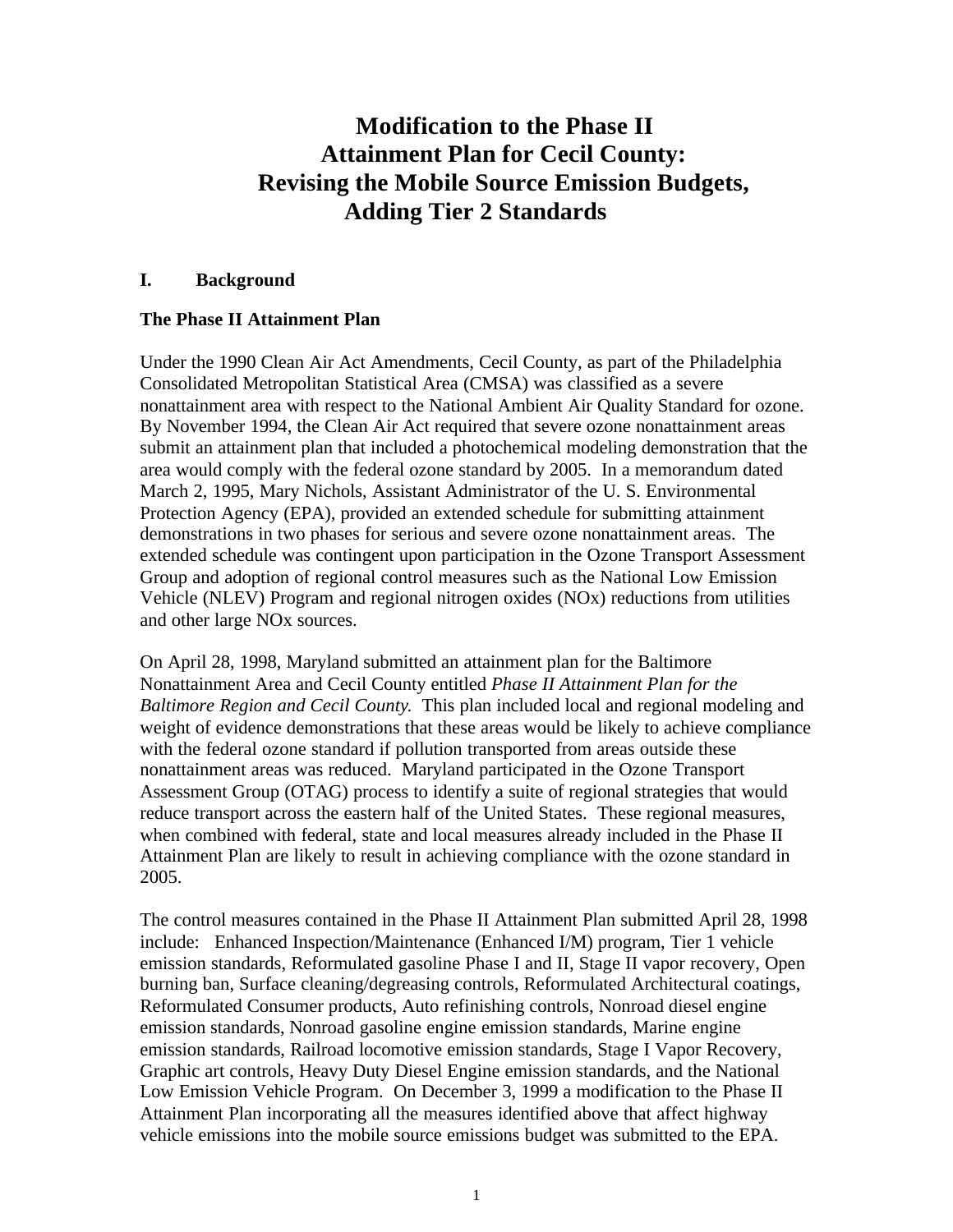# Modification to the Phase II Attainment Plan for Cecil County: Revising the Mobile Source Emission Budgets, Adding Tier 2 Standards

## I. Background

### The Phase II Attainment Plan

Under the 1990 Clean Air Act Amendments, Cecil County, as part of the Philadelphia Consolidated Metropolitan Statistical Area (CMSA) was classified as a severe nonattainment area with respect to the National Ambient Air Quality Standard for ozone. By November 1994, the Clean Air Act required that severe ozone nonattainment areas submit an attainment plan that included a photochemical modeling demonstration that the area would comply with the federal ozone standard by 2005. In a memorandum dated March 2, 1995, Mary Nichols, Assistant Administrator of the U. S. Environmental Protection Agency (EPA), provided an extended schedule for submitting attainment demonstrations in two phases for serious and severe ozone nonattainment areas. The extended schedule was contingent upon participation in the Ozone Transport Assessment Group and adoption of regional control measures such as the National Low Emission Vehicle (NLEV) Program and regional nitrogen oxides (NOx) reductions from utilities and other large NOx sources.

On April 28, 1998, Maryland submitted an attainment plan for the Baltimore Nonattainment Area and Cecil County entitled *Phase II Attainment Plan for the Baltimore Region and Cecil County.* This plan included local and regional modeling and weight of evidence demonstrations that these areas would be likely to achieve compliance with the federal ozone standard if pollution transported from areas outside these nonattainment areas was reduced. Maryland participated in the Ozone Transport Assessment Group (OTAG) process to identify a suite of regional strategies that would reduce transport across the eastern half of the United States. These regional measures, when combined with federal, state and local measures already included in the Phase II Attainment Plan are likely to result in achieving compliance with the ozone standard in 2005.

The control measures contained in the Phase II Attainment Plan submitted April 28, 1998 include: Enhanced Inspection/Maintenance (Enhanced I/M) program, Tier 1 vehicle emission standards, Reformulated gasoline Phase I and II, Stage II vapor recovery, Open burning ban, Surface cleaning/degreasing controls, Reformulated Architectural coatings, Reformulated Consumer products, Auto refinishing controls, Nonroad diesel engine emission standards, Nonroad gasoline engine emission standards, Marine engine emission standards, Railroad locomotive emission standards, Stage I Vapor Recovery, Graphic art controls, Heavy Duty Diesel Engine emission standards, and the National Low Emission Vehicle Program. On December 3, 1999 a modification to the Phase II Attainment Plan incorporating all the measures identified above that affect highway vehicle emissions into the mobile source emissions budget was submitted to the EPA.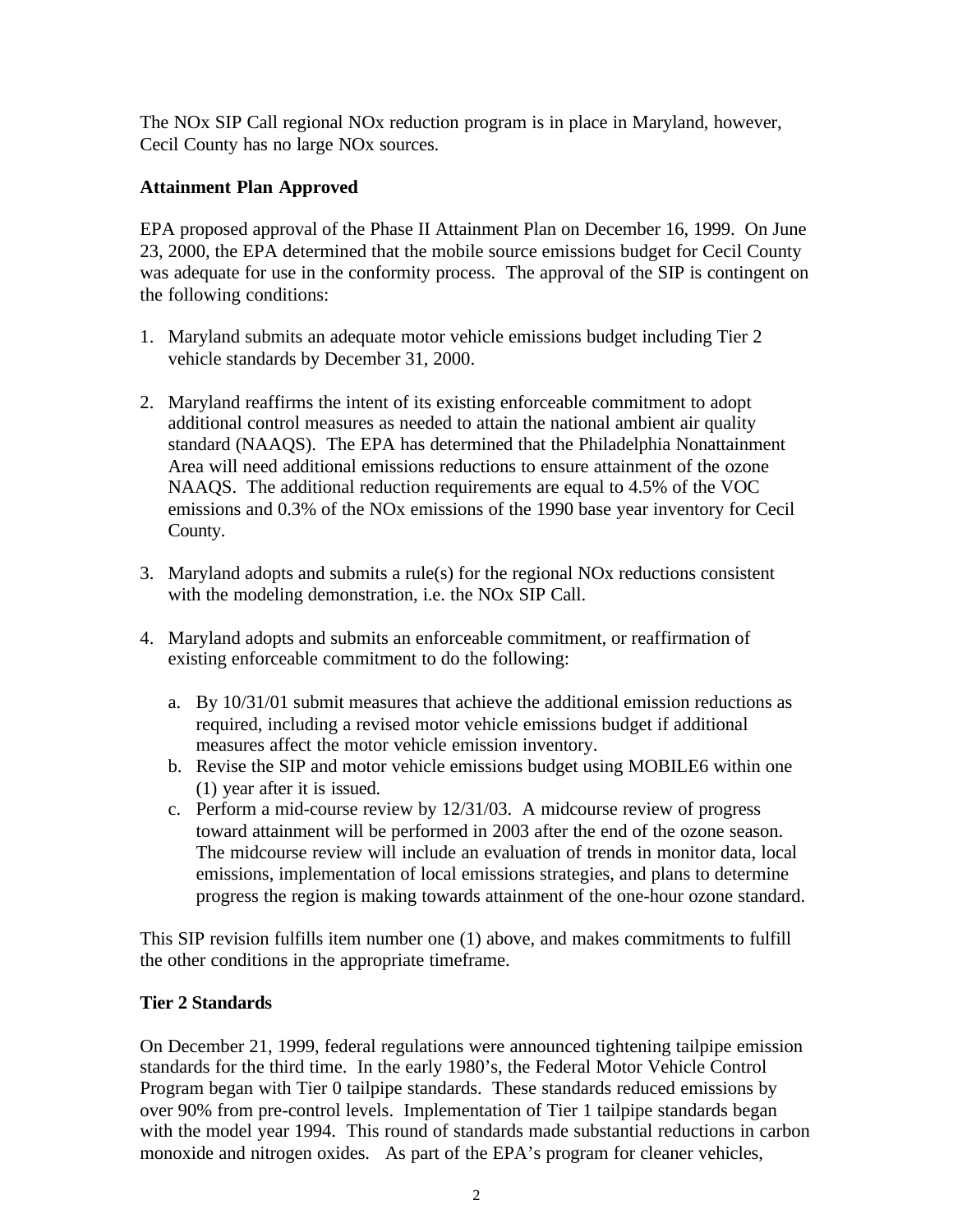The NOx SIP Call regional NOx reduction program is in place in Maryland, however, Cecil County has no large NOx sources.

**Attainment Plan Approved**

EPA proposed approval of the Phase II Attainment Plan on December 16, 1999. On June 23, 2000, the EPA determined that the mobile source emissions budget for Cecil County was adequate for use in the conformity process. The approval of the SIP is contingent on the following conditions:

1. Maryland submits an adequate motor vehicle emissions budget including Tier 2 vehicle standards by December 31, 2000.

2. Maryland reaffirms the intent of its existing enforceable commitment to adopt additional control measures as needed to attain the national ambient air quality standard (NAAQS). The EPA has determined that the Philadelphia Nonattainment Area will need additional emissions reductions to ensure attainment of the ozone NAAQS. The additional reduction requirements are equal to 4.5% of the VOC emissions and 0.3% of the NOx emissions of the 1990 base year inventory for Cecil County.

3. Maryland adopts and submits a rule(s) for the regional NOx reductions consistent with the modeling demonstration, i.e. the NOx SIP Call.

4. Maryland adopts and submits an enforceable commitment, or reaffirmation of existing enforceable commitment to do the following:

   a. By 10/31/01 submit measures that achieve the additional emission reductions as required, including a revised motor vehicle emissions budget if additional measures affect the motor vehicle emission inventory.
   b. Revise the SIP and motor vehicle emissions budget using MOBILE6 within one (1) year after it is issued.
   c. Perform a mid-course review by 12/31/03. A midcourse review of progress toward attainment will be performed in 2003 after the end of the ozone season. The midcourse review will include an evaluation of trends in monitor data, local emissions, implementation of local emissions strategies, and plans to determine progress the region is making towards attainment of the one-hour ozone standard.

This SIP revision fulfills item number one (1) above, and makes commitments to fulfill the other conditions in the appropriate timeframe.

**Tier 2 Standards**

On December 21, 1999, federal regulations were announced tightening tailpipe emission standards for the third time. In the early 1980's, the Federal Motor Vehicle Control Program began with Tier 0 tailpipe standards. These standards reduced emissions by over 90% from pre-control levels. Implementation of Tier 1 tailpipe standards began with the model year 1994. This round of standards made substantial reductions in carbon monoxide and nitrogen oxides. As part of the EPA's program for cleaner vehicles,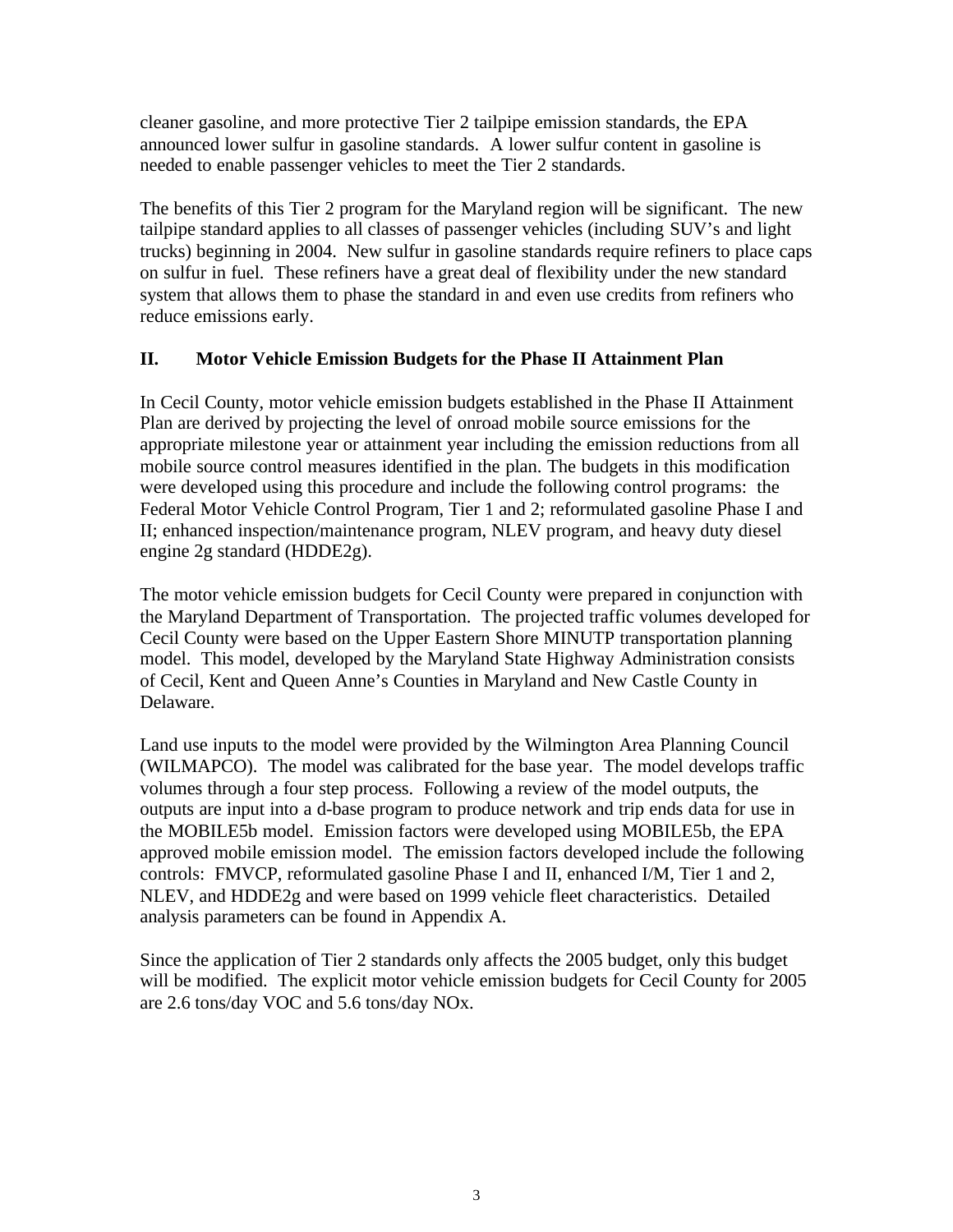cleaner gasoline, and more protective Tier 2 tailpipe emission standards, the EPA announced lower sulfur in gasoline standards. A lower sulfur content in gasoline is needed to enable passenger vehicles to meet the Tier 2 standards.

The benefits of this Tier 2 program for the Maryland region will be significant. The new tailpipe standard applies to all classes of passenger vehicles (including SUV's and light trucks) beginning in 2004. New sulfur in gasoline standards require refiners to place caps on sulfur in fuel. These refiners have a great deal of flexibility under the new standard system that allows them to phase the standard in and even use credits from refiners who reduce emissions early.

## II. Motor Vehicle Emission Budgets for the Phase II Attainment Plan

In Cecil County, motor vehicle emission budgets established in the Phase II Attainment Plan are derived by projecting the level of onroad mobile source emissions for the appropriate milestone year or attainment year including the emission reductions from all mobile source control measures identified in the plan. The budgets in this modification were developed using this procedure and include the following control programs: the Federal Motor Vehicle Control Program, Tier 1 and 2; reformulated gasoline Phase I and II; enhanced inspection/maintenance program, NLEV program, and heavy duty diesel engine 2g standard (HDDE2g).

The motor vehicle emission budgets for Cecil County were prepared in conjunction with the Maryland Department of Transportation. The projected traffic volumes developed for Cecil County were based on the Upper Eastern Shore MINUTP transportation planning model. This model, developed by the Maryland State Highway Administration consists of Cecil, Kent and Queen Anne's Counties in Maryland and New Castle County in Delaware.

Land use inputs to the model were provided by the Wilmington Area Planning Council (WILMAPCO). The model was calibrated for the base year. The model develops traffic volumes through a four step process. Following a review of the model outputs, the outputs are input into a d-base program to produce network and trip ends data for use in the MOBILE5b model. Emission factors were developed using MOBILE5b, the EPA approved mobile emission model. The emission factors developed include the following controls: FMVCP, reformulated gasoline Phase I and II, enhanced I/M, Tier 1 and 2, NLEV, and HDDE2g and were based on 1999 vehicle fleet characteristics. Detailed analysis parameters can be found in Appendix A.

Since the application of Tier 2 standards only affects the 2005 budget, only this budget will be modified. The explicit motor vehicle emission budgets for Cecil County for 2005 are 2.6 tons/day VOC and 5.6 tons/day NOx.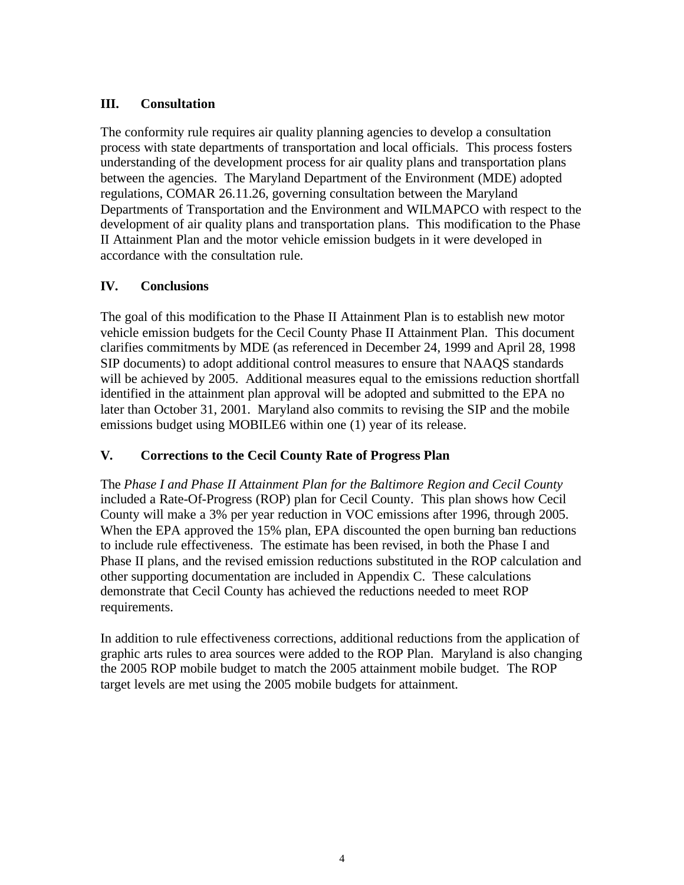## III. Consultation

The conformity rule requires air quality planning agencies to develop a consultation process with state departments of transportation and local officials. This process fosters understanding of the development process for air quality plans and transportation plans between the agencies. The Maryland Department of the Environment (MDE) adopted regulations, COMAR 26.11.26, governing consultation between the Maryland Departments of Transportation and the Environment and WILMAPCO with respect to the development of air quality plans and transportation plans. This modification to the Phase II Attainment Plan and the motor vehicle emission budgets in it were developed in accordance with the consultation rule.

## IV. Conclusions

The goal of this modification to the Phase II Attainment Plan is to establish new motor vehicle emission budgets for the Cecil County Phase II Attainment Plan. This document clarifies commitments by MDE (as referenced in December 24, 1999 and April 28, 1998 SIP documents) to adopt additional control measures to ensure that NAAQS standards will be achieved by 2005. Additional measures equal to the emissions reduction shortfall identified in the attainment plan approval will be adopted and submitted to the EPA no later than October 31, 2001. Maryland also commits to revising the SIP and the mobile emissions budget using MOBILE6 within one (1) year of its release.

## V. Corrections to the Cecil County Rate of Progress Plan

The *Phase I and Phase II Attainment Plan for the Baltimore Region and Cecil County* included a Rate-Of-Progress (ROP) plan for Cecil County. This plan shows how Cecil County will make a 3% per year reduction in VOC emissions after 1996, through 2005. When the EPA approved the 15% plan, EPA discounted the open burning ban reductions to include rule effectiveness. The estimate has been revised, in both the Phase I and Phase II plans, and the revised emission reductions substituted in the ROP calculation and other supporting documentation are included in Appendix C. These calculations demonstrate that Cecil County has achieved the reductions needed to meet ROP requirements.

In addition to rule effectiveness corrections, additional reductions from the application of graphic arts rules to area sources were added to the ROP Plan. Maryland is also changing the 2005 ROP mobile budget to match the 2005 attainment mobile budget. The ROP target levels are met using the 2005 mobile budgets for attainment.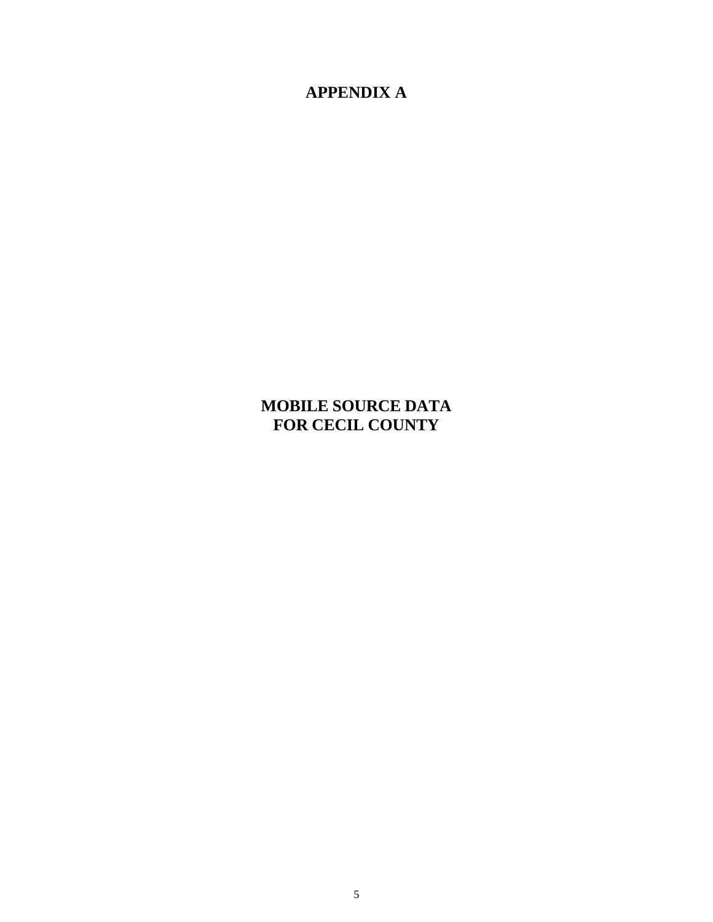# APPENDIX A

## MOBILE SOURCE DATA
## FOR CECIL COUNTY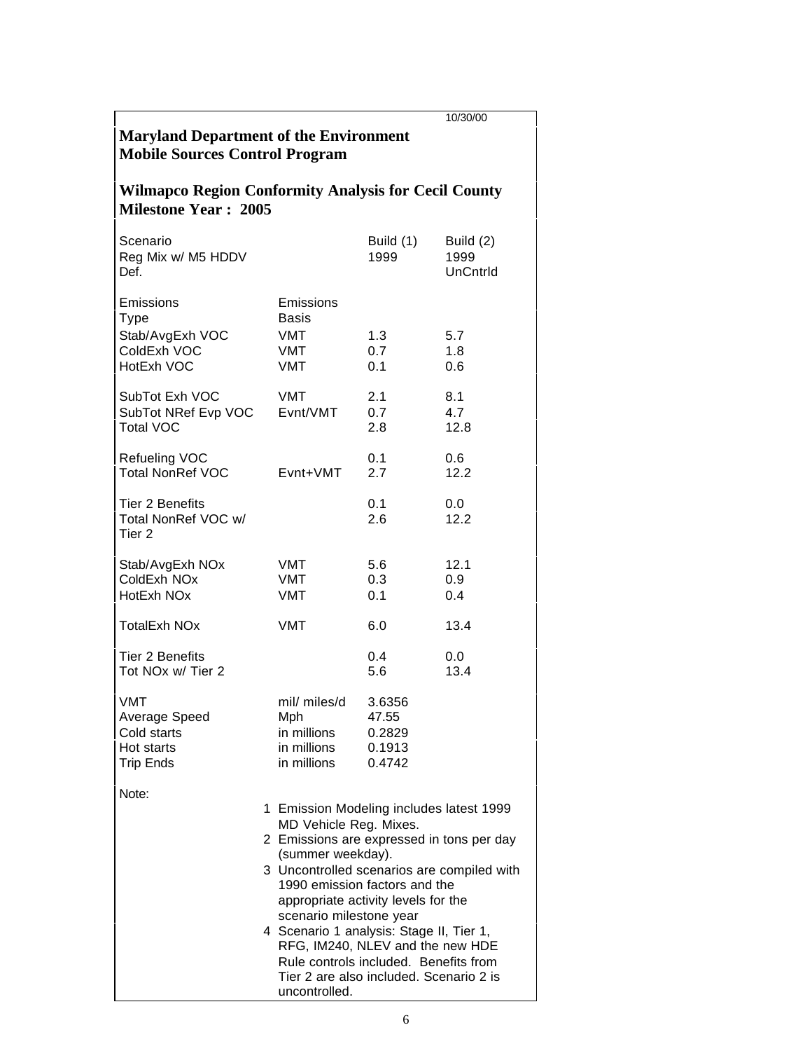10/30/00

**Maryland Department of the Environment**
**Mobile Sources Control Program**

**Wilmapco Region Conformity Analysis for Cecil County**
**Milestone Year : 2005**

| Scenario<br>Reg Mix w/ M5 HDDV<br>Def. | | Build (1)<br>1999 | Build (2)<br>1999<br>UnCntrld |
|---|---|---|---|
| Emissions<br>Type | Emissions<br>Basis | | |
| Stab/AvgExh VOC | VMT | 1.3 | 5.7 |
| ColdExh VOC | VMT | 0.7 | 1.8 |
| HotExh VOC | VMT | 0.1 | 0.6 |
| SubTot Exh VOC | VMT | 2.1 | 8.1 |
| SubTot NRef Evp VOC | Evnt/VMT | 0.7 | 4.7 |
| Total VOC | | 2.8 | 12.8 |
| Refueling VOC | | 0.1 | 0.6 |
| Total NonRef VOC | Evnt+VMT | 2.7 | 12.2 |
| Tier 2 Benefits | | 0.1 | 0.0 |
| Total NonRef VOC w/ Tier 2 | | 2.6 | 12.2 |
| Stab/AvgExh NOx | VMT | 5.6 | 12.1 |
| ColdExh NOx | VMT | 0.3 | 0.9 |
| HotExh NOx | VMT | 0.1 | 0.4 |
| TotalExh NOx | VMT | 6.0 | 13.4 |
| Tier 2 Benefits | | 0.4 | 0.0 |
| Tot NOx w/ Tier 2 | | 5.6 | 13.4 |
| VMT | mil/ miles/d | 3.6356 | |
| Average Speed | Mph | 47.55 | |
| Cold starts | in millions | 0.2829 | |
| Hot starts | in millions | 0.1913 | |
| Trip Ends | in millions | 0.4742 | |

Note:

1. Emission Modeling includes latest 1999 MD Vehicle Reg. Mixes.
2. Emissions are expressed in tons per day (summer weekday).
3. Uncontrolled scenarios are compiled with 1990 emission factors and the appropriate activity levels for the scenario milestone year
4. Scenario 1 analysis: Stage II, Tier 1, RFG, IM240, NLEV and the new HDE Rule controls included. Benefits from Tier 2 are also included. Scenario 2 is uncontrolled.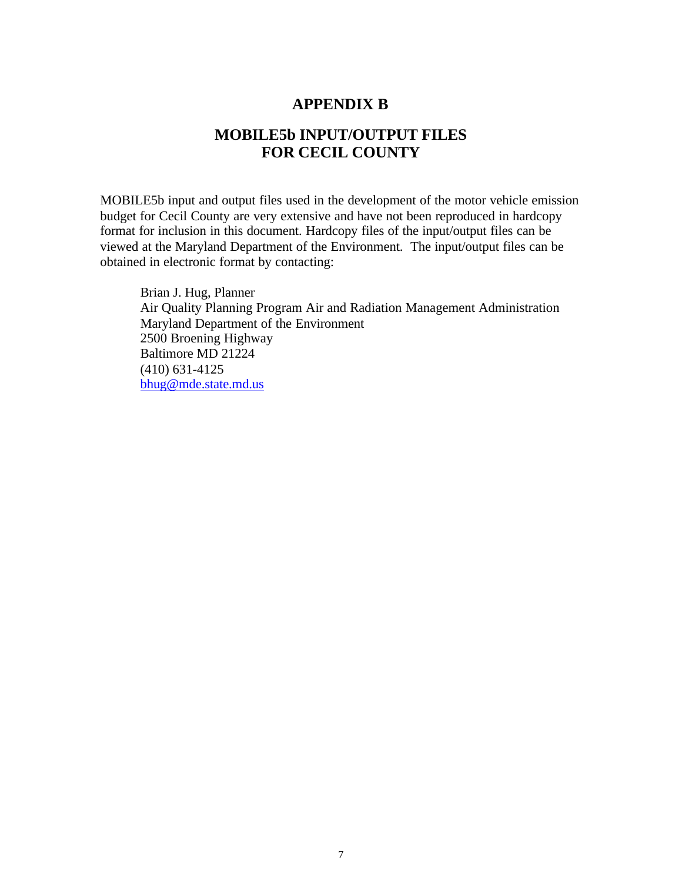# APPENDIX B

## MOBILE5b INPUT/OUTPUT FILES FOR CECIL COUNTY

MOBILE5b input and output files used in the development of the motor vehicle emission budget for Cecil County are very extensive and have not been reproduced in hardcopy format for inclusion in this document. Hardcopy files of the input/output files can be viewed at the Maryland Department of the Environment. The input/output files can be obtained in electronic format by contacting:

Brian J. Hug, Planner  
Air Quality Planning Program Air and Radiation Management Administration  
Maryland Department of the Environment  
2500 Broening Highway  
Baltimore MD 21224  
(410) 631-4125  
bhug@mde.state.md.us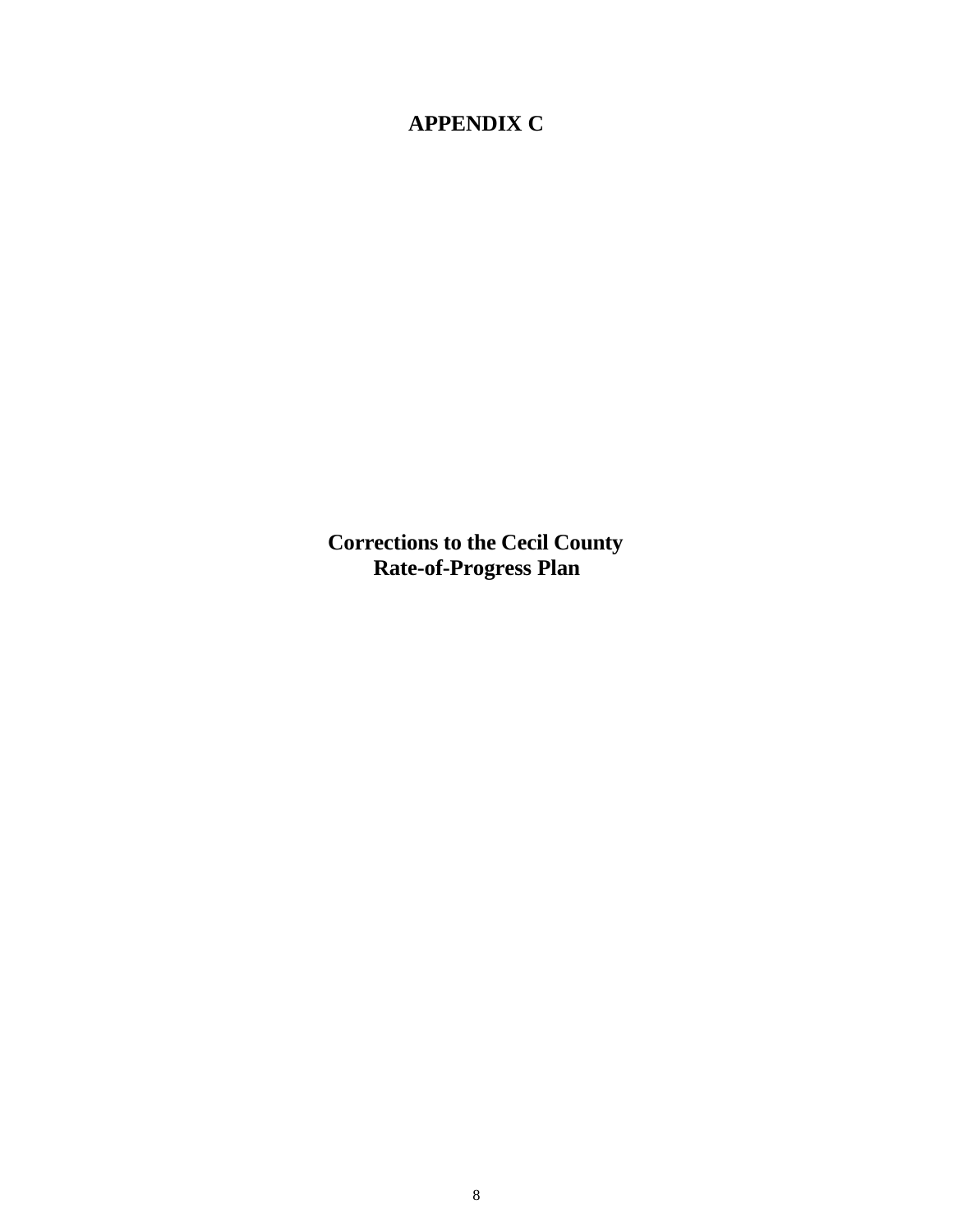# APPENDIX C

## Corrections to the Cecil County Rate-of-Progress Plan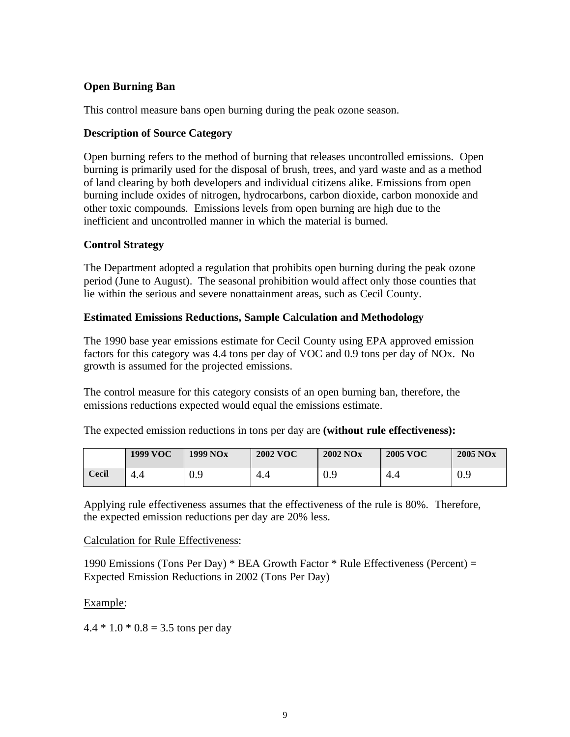**Open Burning Ban**

This control measure bans open burning during the peak ozone season.

**Description of Source Category**

Open burning refers to the method of burning that releases uncontrolled emissions. Open burning is primarily used for the disposal of brush, trees, and yard waste and as a method of land clearing by both developers and individual citizens alike. Emissions from open burning include oxides of nitrogen, hydrocarbons, carbon dioxide, carbon monoxide and other toxic compounds. Emissions levels from open burning are high due to the inefficient and uncontrolled manner in which the material is burned.

**Control Strategy**

The Department adopted a regulation that prohibits open burning during the peak ozone period (June to August). The seasonal prohibition would affect only those counties that lie within the serious and severe nonattainment areas, such as Cecil County.

**Estimated Emissions Reductions, Sample Calculation and Methodology**

The 1990 base year emissions estimate for Cecil County using EPA approved emission factors for this category was 4.4 tons per day of VOC and 0.9 tons per day of NOx. No growth is assumed for the projected emissions.

The control measure for this category consists of an open burning ban, therefore, the emissions reductions expected would equal the emissions estimate.

The expected emission reductions in tons per day are **(without rule effectiveness):**

| | 1999 VOC | 1999 NOx | 2002 VOC | 2002 NOx | 2005 VOC | 2005 NOx |
|---|---|---|---|---|---|---|
| **Cecil** | 4.4 | 0.9 | 4.4 | 0.9 | 4.4 | 0.9 |

Applying rule effectiveness assumes that the effectiveness of the rule is 80%. Therefore, the expected emission reductions per day are 20% less.

Calculation for Rule Effectiveness:

1990 Emissions (Tons Per Day) * BEA Growth Factor * Rule Effectiveness (Percent) = Expected Emission Reductions in 2002 (Tons Per Day)

Example:

4.4 * 1.0 * 0.8 = 3.5 tons per day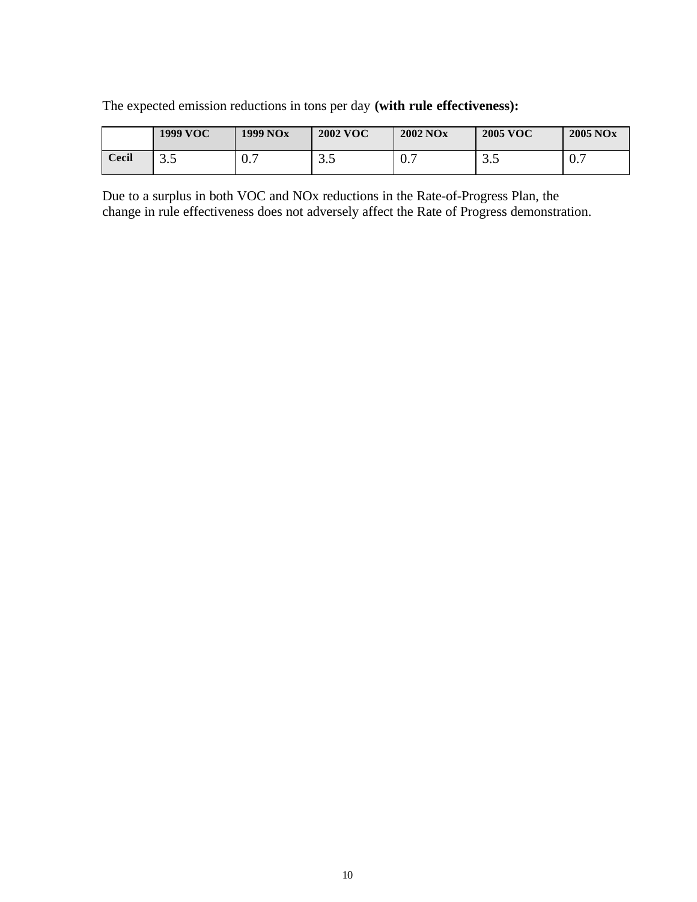The expected emission reductions in tons per day **(with rule effectiveness):**

| | 1999 VOC | 1999 NOx | 2002 VOC | 2002 NOx | 2005 VOC | 2005 NOx |
|---|---|---|---|---|---|---|
| Cecil | 3.5 | 0.7 | 3.5 | 0.7 | 3.5 | 0.7 |

Due to a surplus in both VOC and NOx reductions in the Rate-of-Progress Plan, the change in rule effectiveness does not adversely affect the Rate of Progress demonstration.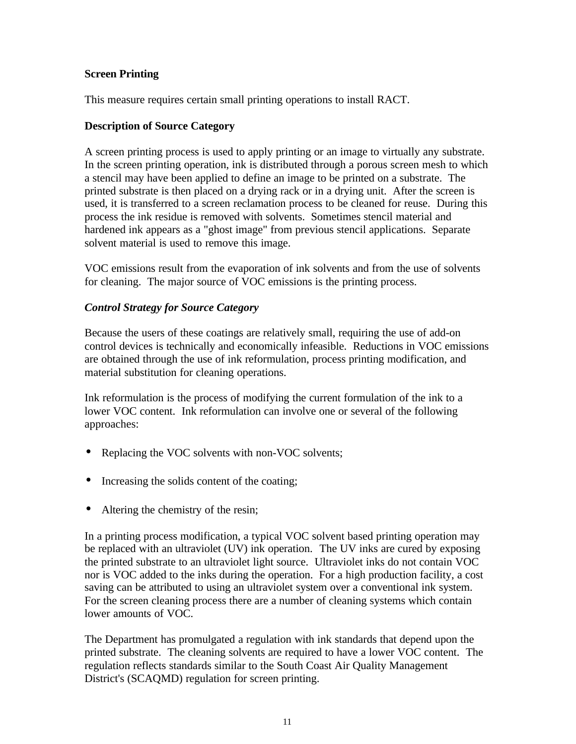**Screen Printing**

This measure requires certain small printing operations to install RACT.

**Description of Source Category**

A screen printing process is used to apply printing or an image to virtually any substrate. In the screen printing operation, ink is distributed through a porous screen mesh to which a stencil may have been applied to define an image to be printed on a substrate. The printed substrate is then placed on a drying rack or in a drying unit. After the screen is used, it is transferred to a screen reclamation process to be cleaned for reuse. During this process the ink residue is removed with solvents. Sometimes stencil material and hardened ink appears as a "ghost image" from previous stencil applications. Separate solvent material is used to remove this image.

VOC emissions result from the evaporation of ink solvents and from the use of solvents for cleaning. The major source of VOC emissions is the printing process.

***Control Strategy for Source Category***

Because the users of these coatings are relatively small, requiring the use of add-on control devices is technically and economically infeasible. Reductions in VOC emissions are obtained through the use of ink reformulation, process printing modification, and material substitution for cleaning operations.

Ink reformulation is the process of modifying the current formulation of the ink to a lower VOC content. Ink reformulation can involve one or several of the following approaches:

- Replacing the VOC solvents with non-VOC solvents;
- Increasing the solids content of the coating;
- Altering the chemistry of the resin;

In a printing process modification, a typical VOC solvent based printing operation may be replaced with an ultraviolet (UV) ink operation. The UV inks are cured by exposing the printed substrate to an ultraviolet light source. Ultraviolet inks do not contain VOC nor is VOC added to the inks during the operation. For a high production facility, a cost saving can be attributed to using an ultraviolet system over a conventional ink system. For the screen cleaning process there are a number of cleaning systems which contain lower amounts of VOC.

The Department has promulgated a regulation with ink standards that depend upon the printed substrate. The cleaning solvents are required to have a lower VOC content. The regulation reflects standards similar to the South Coast Air Quality Management District's (SCAQMD) regulation for screen printing.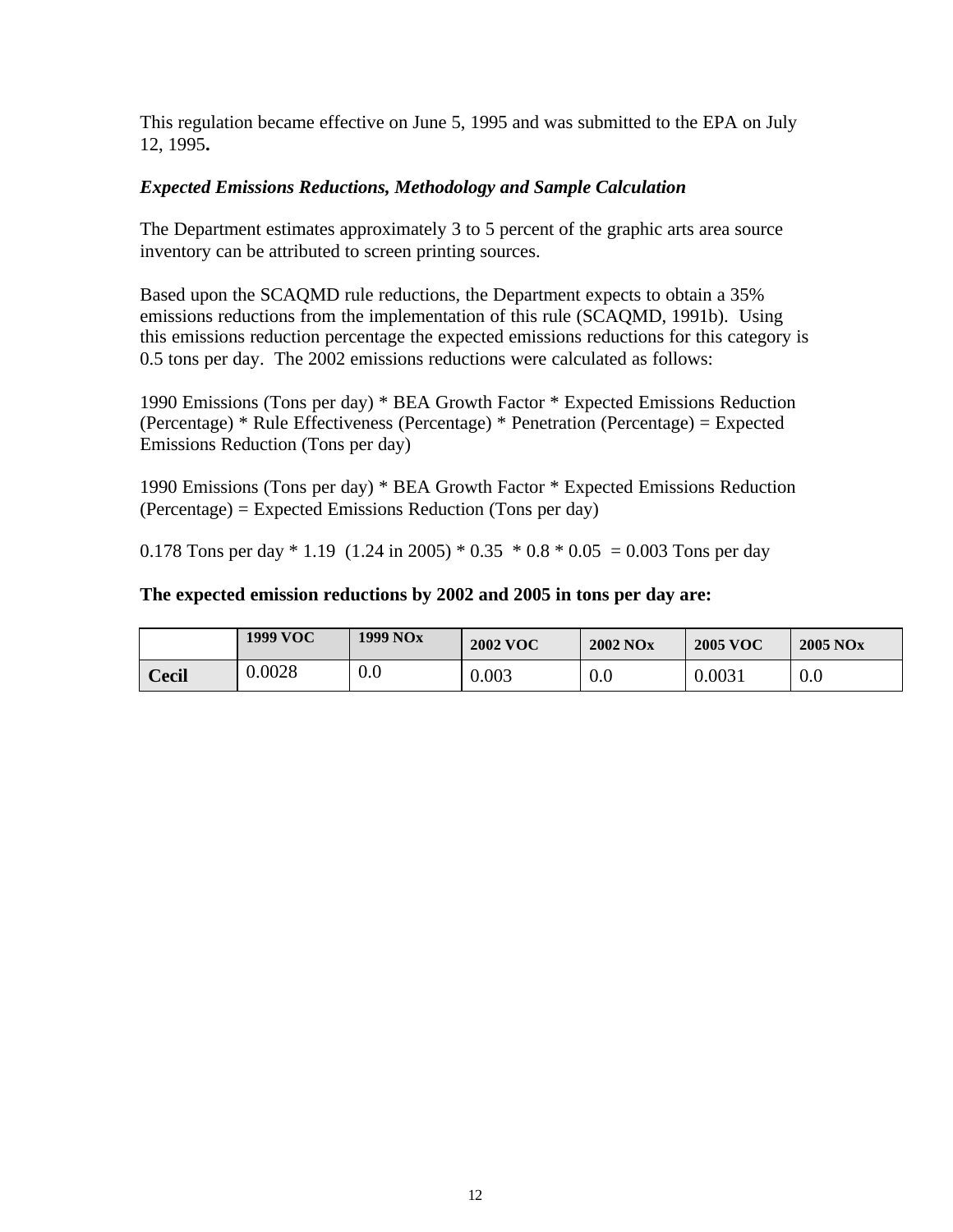This regulation became effective on June 5, 1995 and was submitted to the EPA on July 12, 1995**.**

***Expected Emissions Reductions, Methodology and Sample Calculation***

The Department estimates approximately 3 to 5 percent of the graphic arts area source inventory can be attributed to screen printing sources.

Based upon the SCAQMD rule reductions, the Department expects to obtain a 35% emissions reductions from the implementation of this rule (SCAQMD, 1991b). Using this emissions reduction percentage the expected emissions reductions for this category is 0.5 tons per day. The 2002 emissions reductions were calculated as follows:

1990 Emissions (Tons per day) * BEA Growth Factor * Expected Emissions Reduction (Percentage) * Rule Effectiveness (Percentage) * Penetration (Percentage) = Expected Emissions Reduction (Tons per day)

1990 Emissions (Tons per day) * BEA Growth Factor * Expected Emissions Reduction (Percentage) = Expected Emissions Reduction (Tons per day)

0.178 Tons per day * 1.19 (1.24 in 2005) * 0.35 * 0.8 * 0.05 = 0.003 Tons per day

**The expected emission reductions by 2002 and 2005 in tons per day are:**

| | 1999 VOC | 1999 NOx | 2002 VOC | 2002 NOx | 2005 VOC | 2005 NOx |
|---|---|---|---|---|---|---|
| **Cecil** | 0.0028 | 0.0 | 0.003 | 0.0 | 0.0031 | 0.0 |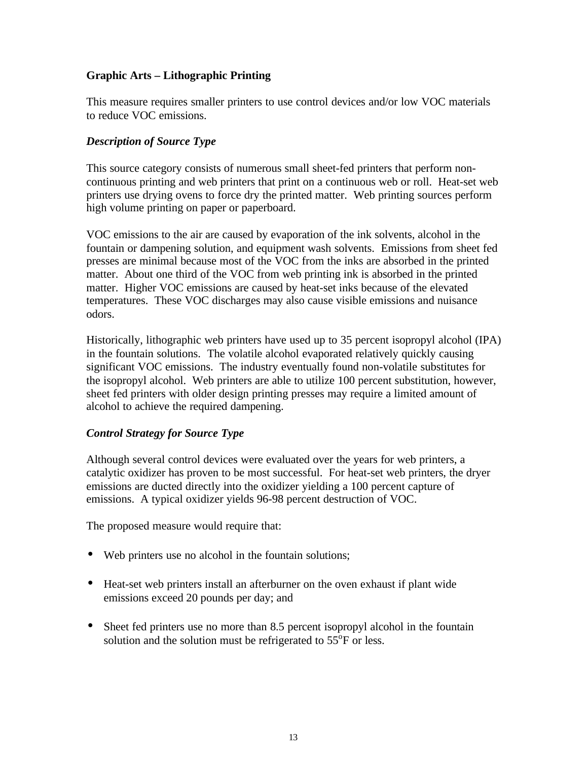**Graphic Arts – Lithographic Printing**

This measure requires smaller printers to use control devices and/or low VOC materials to reduce VOC emissions.

***Description of Source Type***

This source category consists of numerous small sheet-fed printers that perform non-continuous printing and web printers that print on a continuous web or roll. Heat-set web printers use drying ovens to force dry the printed matter. Web printing sources perform high volume printing on paper or paperboard.

VOC emissions to the air are caused by evaporation of the ink solvents, alcohol in the fountain or dampening solution, and equipment wash solvents. Emissions from sheet fed presses are minimal because most of the VOC from the inks are absorbed in the printed matter. About one third of the VOC from web printing ink is absorbed in the printed matter. Higher VOC emissions are caused by heat-set inks because of the elevated temperatures. These VOC discharges may also cause visible emissions and nuisance odors.

Historically, lithographic web printers have used up to 35 percent isopropyl alcohol (IPA) in the fountain solutions. The volatile alcohol evaporated relatively quickly causing significant VOC emissions. The industry eventually found non-volatile substitutes for the isopropyl alcohol. Web printers are able to utilize 100 percent substitution, however, sheet fed printers with older design printing presses may require a limited amount of alcohol to achieve the required dampening.

***Control Strategy for Source Type***

Although several control devices were evaluated over the years for web printers, a catalytic oxidizer has proven to be most successful. For heat-set web printers, the dryer emissions are ducted directly into the oxidizer yielding a 100 percent capture of emissions. A typical oxidizer yields 96-98 percent destruction of VOC.

The proposed measure would require that:

- Web printers use no alcohol in the fountain solutions;

- Heat-set web printers install an afterburner on the oven exhaust if plant wide emissions exceed 20 pounds per day; and

- Sheet fed printers use no more than 8.5 percent isopropyl alcohol in the fountain solution and the solution must be refrigerated to 55°F or less.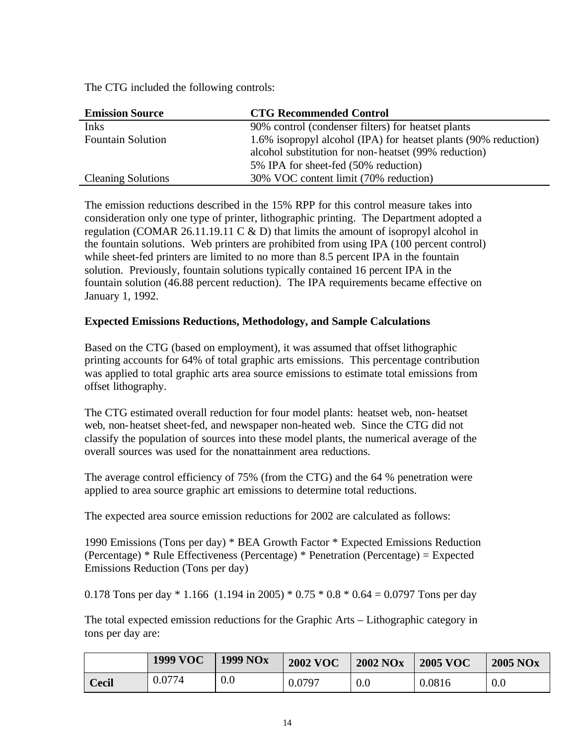The CTG included the following controls:

| Emission Source | CTG Recommended Control |
|---|---|
| Inks | 90% control (condenser filters) for heatset plants |
| Fountain Solution | 1.6% isopropyl alcohol (IPA) for heatset plants (90% reduction)<br>alcohol substitution for non-heatset (99% reduction)<br>5% IPA for sheet-fed (50% reduction) |
| Cleaning Solutions | 30% VOC content limit (70% reduction) |

The emission reductions described in the 15% RPP for this control measure takes into consideration only one type of printer, lithographic printing. The Department adopted a regulation (COMAR 26.11.19.11 C & D) that limits the amount of isopropyl alcohol in the fountain solutions. Web printers are prohibited from using IPA (100 percent control) while sheet-fed printers are limited to no more than 8.5 percent IPA in the fountain solution. Previously, fountain solutions typically contained 16 percent IPA in the fountain solution (46.88 percent reduction). The IPA requirements became effective on January 1, 1992.

**Expected Emissions Reductions, Methodology, and Sample Calculations**

Based on the CTG (based on employment), it was assumed that offset lithographic printing accounts for 64% of total graphic arts emissions. This percentage contribution was applied to total graphic arts area source emissions to estimate total emissions from offset lithography.

The CTG estimated overall reduction for four model plants: heatset web, non-heatset web, non-heatset sheet-fed, and newspaper non-heated web. Since the CTG did not classify the population of sources into these model plants, the numerical average of the overall sources was used for the nonattainment area reductions.

The average control efficiency of 75% (from the CTG) and the 64 % penetration were applied to area source graphic art emissions to determine total reductions.

The expected area source emission reductions for 2002 are calculated as follows:

1990 Emissions (Tons per day) * BEA Growth Factor * Expected Emissions Reduction (Percentage) * Rule Effectiveness (Percentage) * Penetration (Percentage) = Expected Emissions Reduction (Tons per day)

0.178 Tons per day * 1.166 (1.194 in 2005) * 0.75 * 0.8 * 0.64 = 0.0797 Tons per day

The total expected emission reductions for the Graphic Arts – Lithographic category in tons per day are:

| | 1999 VOC | 1999 NOx | 2002 VOC | 2002 NOx | 2005 VOC | 2005 NOx |
|---|---|---|---|---|---|---|
| **Cecil** | 0.0774 | 0.0 | 0.0797 | 0.0 | 0.0816 | 0.0 |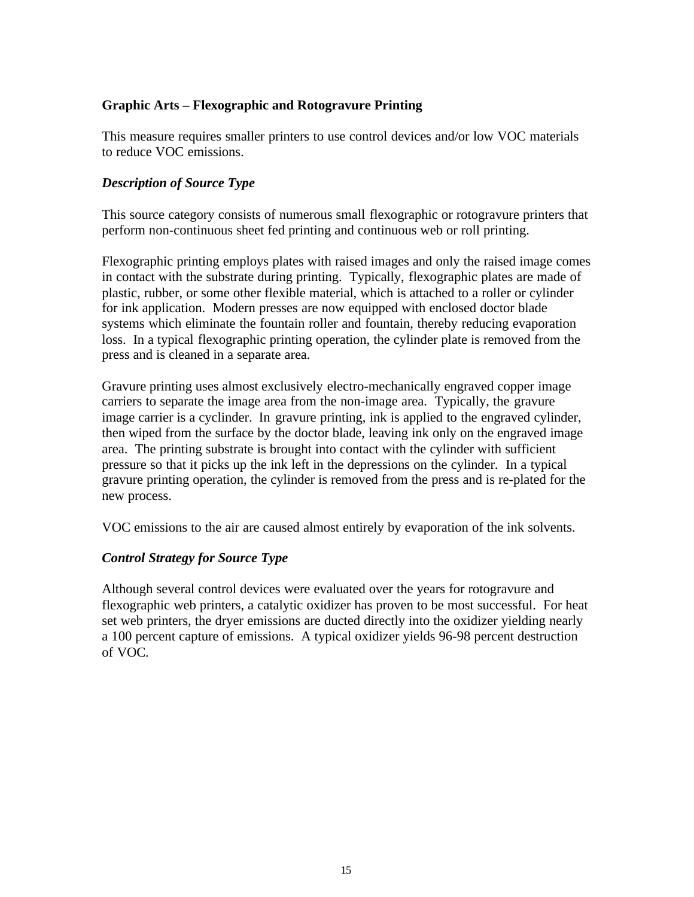**Graphic Arts – Flexographic and Rotogravure Printing**

This measure requires smaller printers to use control devices and/or low VOC materials to reduce VOC emissions.

***Description of Source Type***

This source category consists of numerous small flexographic or rotogravure printers that perform non-continuous sheet fed printing and continuous web or roll printing.

Flexographic printing employs plates with raised images and only the raised image comes in contact with the substrate during printing. Typically, flexographic plates are made of plastic, rubber, or some other flexible material, which is attached to a roller or cylinder for ink application. Modern presses are now equipped with enclosed doctor blade systems which eliminate the fountain roller and fountain, thereby reducing evaporation loss. In a typical flexographic printing operation, the cylinder plate is removed from the press and is cleaned in a separate area.

Gravure printing uses almost exclusively electro-mechanically engraved copper image carriers to separate the image area from the non-image area. Typically, the gravure image carrier is a cyclinder. In gravure printing, ink is applied to the engraved cylinder, then wiped from the surface by the doctor blade, leaving ink only on the engraved image area. The printing substrate is brought into contact with the cylinder with sufficient pressure so that it picks up the ink left in the depressions on the cylinder. In a typical gravure printing operation, the cylinder is removed from the press and is re-plated for the new process.

VOC emissions to the air are caused almost entirely by evaporation of the ink solvents.

***Control Strategy for Source Type***

Although several control devices were evaluated over the years for rotogravure and flexographic web printers, a catalytic oxidizer has proven to be most successful. For heat set web printers, the dryer emissions are ducted directly into the oxidizer yielding nearly a 100 percent capture of emissions. A typical oxidizer yields 96-98 percent destruction of VOC.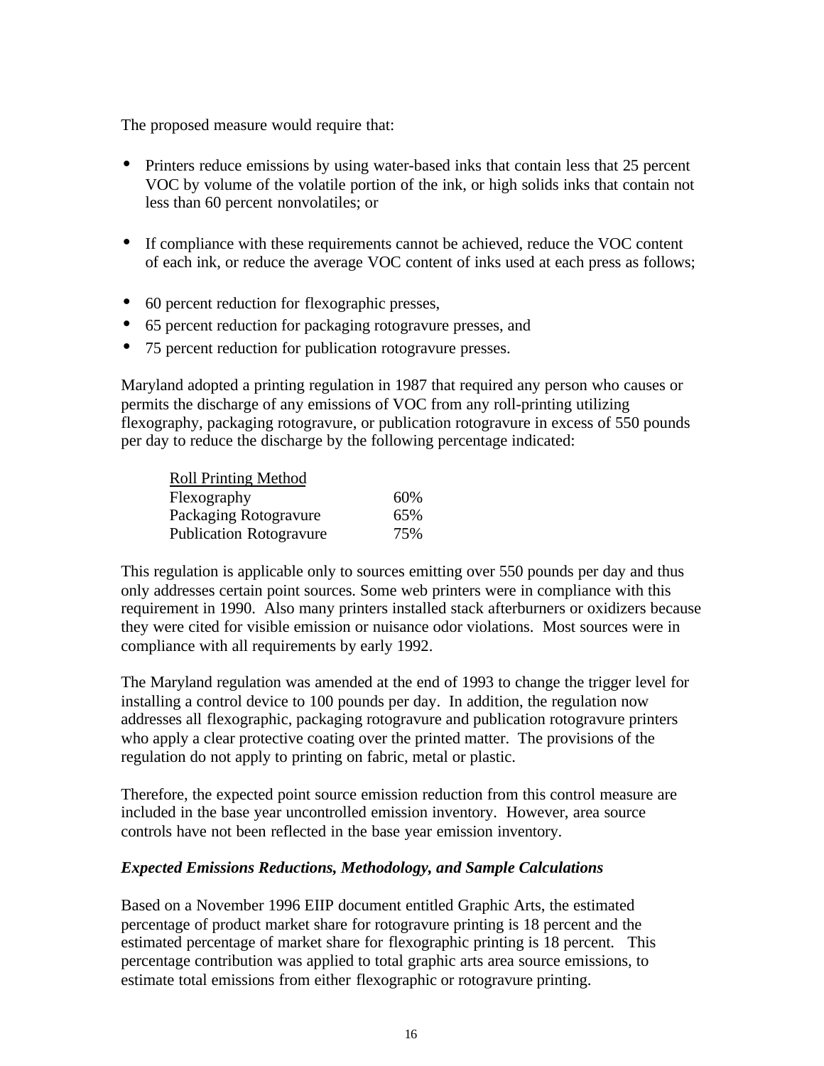The proposed measure would require that:

- Printers reduce emissions by using water-based inks that contain less that 25 percent VOC by volume of the volatile portion of the ink, or high solids inks that contain not less than 60 percent nonvolatiles; or

- If compliance with these requirements cannot be achieved, reduce the VOC content of each ink, or reduce the average VOC content of inks used at each press as follows;

- 60 percent reduction for flexographic presses,
- 65 percent reduction for packaging rotogravure presses, and
- 75 percent reduction for publication rotogravure presses.

Maryland adopted a printing regulation in 1987 that required any person who causes or permits the discharge of any emissions of VOC from any roll-printing utilizing flexography, packaging rotogravure, or publication rotogravure in excess of 550 pounds per day to reduce the discharge by the following percentage indicated:

| Roll Printing Method | |
|---|---|
| Flexography | 60% |
| Packaging Rotogravure | 65% |
| Publication Rotogravure | 75% |

This regulation is applicable only to sources emitting over 550 pounds per day and thus only addresses certain point sources. Some web printers were in compliance with this requirement in 1990. Also many printers installed stack afterburners or oxidizers because they were cited for visible emission or nuisance odor violations. Most sources were in compliance with all requirements by early 1992.

The Maryland regulation was amended at the end of 1993 to change the trigger level for installing a control device to 100 pounds per day. In addition, the regulation now addresses all flexographic, packaging rotogravure and publication rotogravure printers who apply a clear protective coating over the printed matter. The provisions of the regulation do not apply to printing on fabric, metal or plastic.

Therefore, the expected point source emission reduction from this control measure are included in the base year uncontrolled emission inventory. However, area source controls have not been reflected in the base year emission inventory.

***Expected Emissions Reductions, Methodology, and Sample Calculations***

Based on a November 1996 EIIP document entitled Graphic Arts, the estimated percentage of product market share for rotogravure printing is 18 percent and the estimated percentage of market share for flexographic printing is 18 percent. This percentage contribution was applied to total graphic arts area source emissions, to estimate total emissions from either flexographic or rotogravure printing.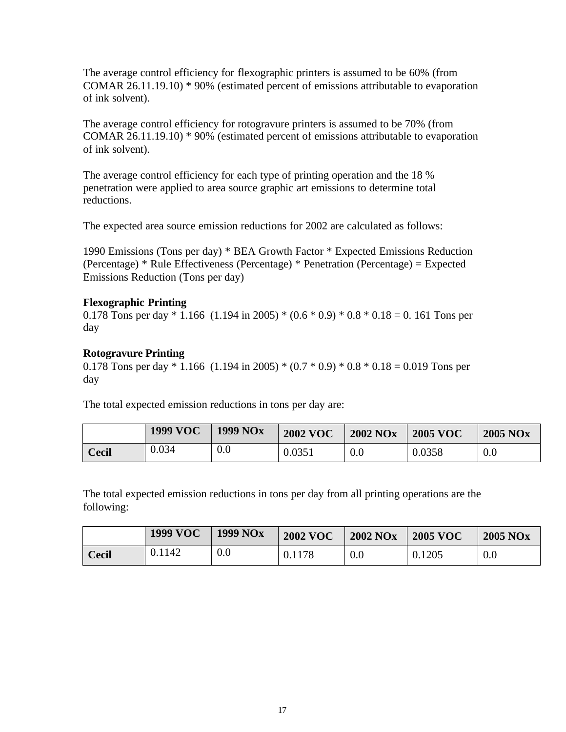The average control efficiency for flexographic printers is assumed to be 60% (from COMAR 26.11.19.10) * 90% (estimated percent of emissions attributable to evaporation of ink solvent).

The average control efficiency for rotogravure printers is assumed to be 70% (from COMAR 26.11.19.10) * 90% (estimated percent of emissions attributable to evaporation of ink solvent).

The average control efficiency for each type of printing operation and the 18 % penetration were applied to area source graphic art emissions to determine total reductions.

The expected area source emission reductions for 2002 are calculated as follows:

1990 Emissions (Tons per day) * BEA Growth Factor * Expected Emissions Reduction (Percentage) * Rule Effectiveness (Percentage) * Penetration (Percentage) = Expected Emissions Reduction (Tons per day)

**Flexographic Printing**
0.178 Tons per day * 1.166 (1.194 in 2005) * (0.6 * 0.9) * 0.8 * 0.18 = 0. 161 Tons per day

**Rotogravure Printing**
0.178 Tons per day * 1.166 (1.194 in 2005) * (0.7 * 0.9) * 0.8 * 0.18 = 0.019 Tons per day

The total expected emission reductions in tons per day are:

| | 1999 VOC | 1999 NOx | 2002 VOC | 2002 NOx | 2005 VOC | 2005 NOx |
|---|---|---|---|---|---|---|
| **Cecil** | 0.034 | 0.0 | 0.0351 | 0.0 | 0.0358 | 0.0 |

The total expected emission reductions in tons per day from all printing operations are the following:

| | 1999 VOC | 1999 NOx | 2002 VOC | 2002 NOx | 2005 VOC | 2005 NOx |
|---|---|---|---|---|---|---|
| **Cecil** | 0.1142 | 0.0 | 0.1178 | 0.0 | 0.1205 | 0.0 |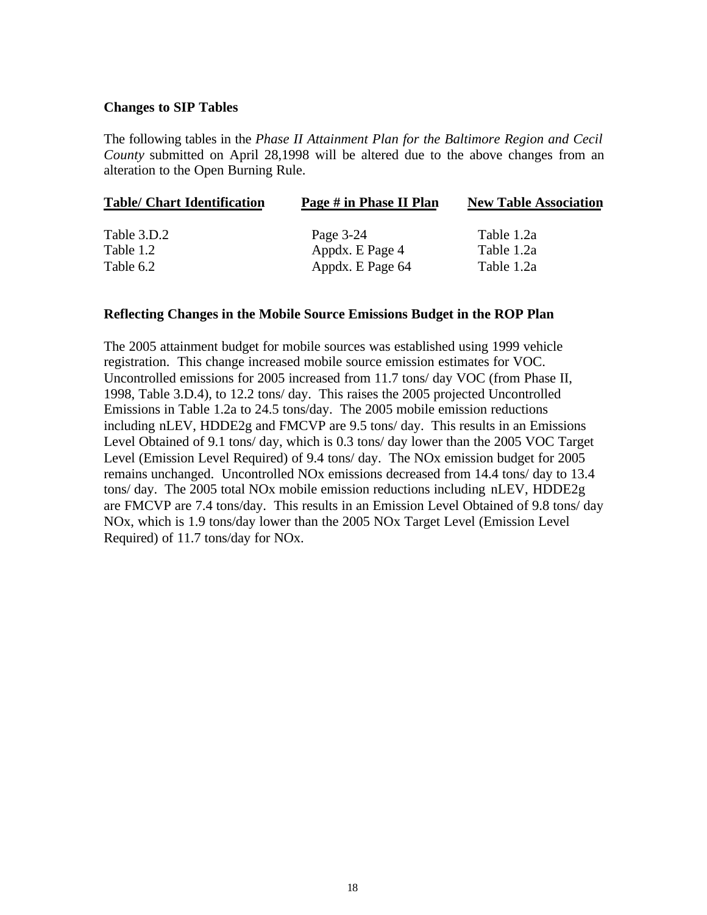**Changes to SIP Tables**

The following tables in the *Phase II Attainment Plan for the Baltimore Region and Cecil County* submitted on April 28,1998 will be altered due to the above changes from an alteration to the Open Burning Rule.

| Table/ Chart Identification | Page # in Phase II Plan | New Table Association |
|---|---|---|
| Table 3.D.2 | Page 3-24 | Table 1.2a |
| Table 1.2 | Appdx. E Page 4 | Table 1.2a |
| Table 6.2 | Appdx. E Page 64 | Table 1.2a |

**Reflecting Changes in the Mobile Source Emissions Budget in the ROP Plan**

The 2005 attainment budget for mobile sources was established using 1999 vehicle registration. This change increased mobile source emission estimates for VOC. Uncontrolled emissions for 2005 increased from 11.7 tons/ day VOC (from Phase II, 1998, Table 3.D.4), to 12.2 tons/ day. This raises the 2005 projected Uncontrolled Emissions in Table 1.2a to 24.5 tons/day. The 2005 mobile emission reductions including nLEV, HDDE2g and FMCVP are 9.5 tons/ day. This results in an Emissions Level Obtained of 9.1 tons/ day, which is 0.3 tons/ day lower than the 2005 VOC Target Level (Emission Level Required) of 9.4 tons/ day. The NOx emission budget for 2005 remains unchanged. Uncontrolled NOx emissions decreased from 14.4 tons/ day to 13.4 tons/ day. The 2005 total NOx mobile emission reductions including nLEV, HDDE2g are FMCVP are 7.4 tons/day. This results in an Emission Level Obtained of 9.8 tons/ day NOx, which is 1.9 tons/day lower than the 2005 NOx Target Level (Emission Level Required) of 11.7 tons/day for NOx.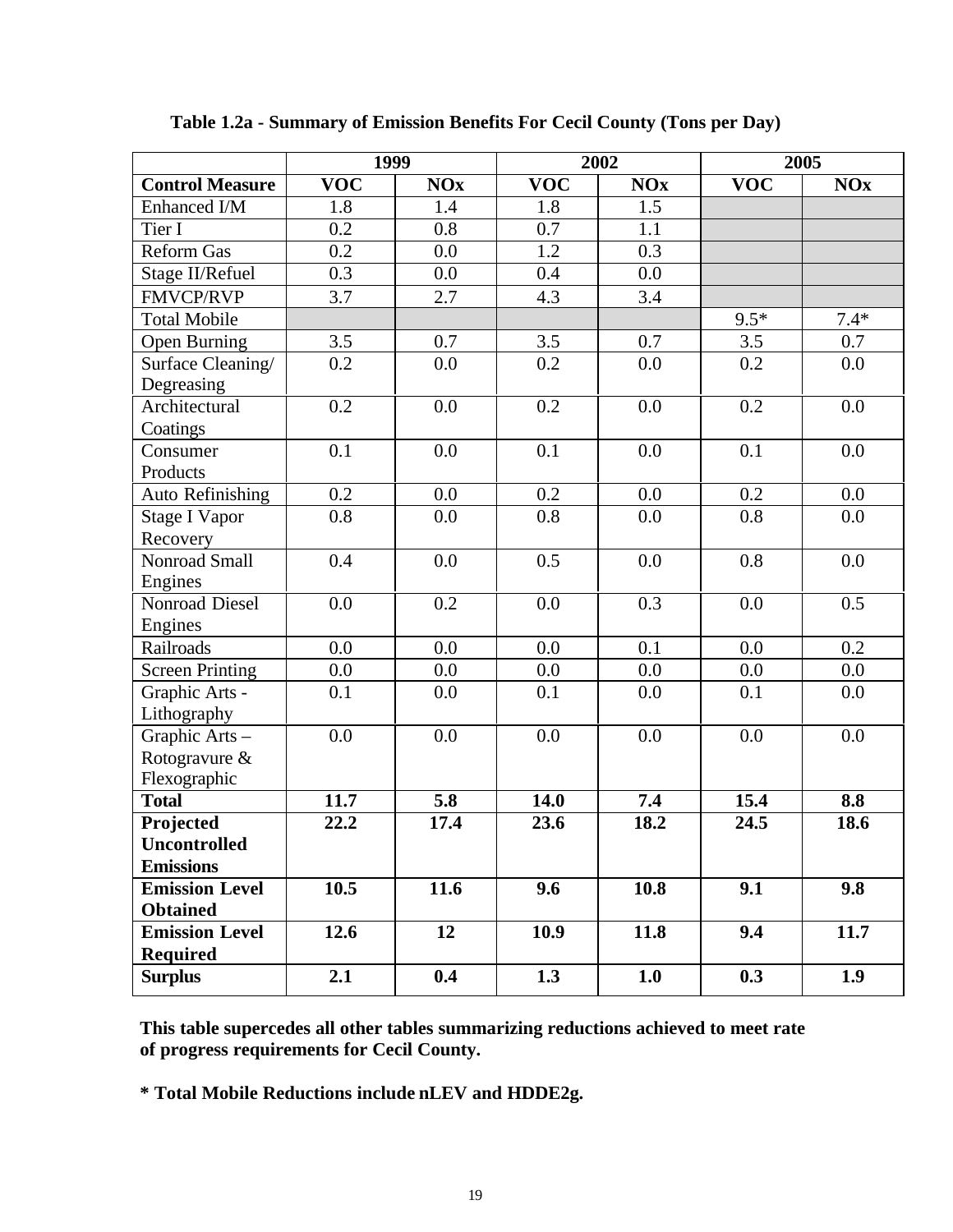**Table 1.2a - Summary of Emission Benefits For Cecil County (Tons per Day)**

| | 1999 | | 2002 | | 2005 | |
|---|---|---|---|---|---|---|
| **Control Measure** | **VOC** | **NOx** | **VOC** | **NOx** | **VOC** | **NOx** |
| Enhanced I/M | 1.8 | 1.4 | 1.8 | 1.5 | | |
| Tier I | 0.2 | 0.8 | 0.7 | 1.1 | | |
| Reform Gas | 0.2 | 0.0 | 1.2 | 0.3 | | |
| Stage II/Refuel | 0.3 | 0.0 | 0.4 | 0.0 | | |
| FMVCP/RVP | 3.7 | 2.7 | 4.3 | 3.4 | | |
| Total Mobile | | | | | 9.5* | 7.4* |
| Open Burning | 3.5 | 0.7 | 3.5 | 0.7 | 3.5 | 0.7 |
| Surface Cleaning/ Degreasing | 0.2 | 0.0 | 0.2 | 0.0 | 0.2 | 0.0 |
| Architectural Coatings | 0.2 | 0.0 | 0.2 | 0.0 | 0.2 | 0.0 |
| Consumer Products | 0.1 | 0.0 | 0.1 | 0.0 | 0.1 | 0.0 |
| Auto Refinishing | 0.2 | 0.0 | 0.2 | 0.0 | 0.2 | 0.0 |
| Stage I Vapor Recovery | 0.8 | 0.0 | 0.8 | 0.0 | 0.8 | 0.0 |
| Nonroad Small Engines | 0.4 | 0.0 | 0.5 | 0.0 | 0.8 | 0.0 |
| Nonroad Diesel Engines | 0.0 | 0.2 | 0.0 | 0.3 | 0.0 | 0.5 |
| Railroads | 0.0 | 0.0 | 0.0 | 0.1 | 0.0 | 0.2 |
| Screen Printing | 0.0 | 0.0 | 0.0 | 0.0 | 0.0 | 0.0 |
| Graphic Arts - Lithography | 0.1 | 0.0 | 0.1 | 0.0 | 0.1 | 0.0 |
| Graphic Arts – Rotogravure & Flexographic | 0.0 | 0.0 | 0.0 | 0.0 | 0.0 | 0.0 |
| **Total** | **11.7** | **5.8** | **14.0** | **7.4** | **15.4** | **8.8** |
| **Projected Uncontrolled Emissions** | **22.2** | **17.4** | **23.6** | **18.2** | **24.5** | **18.6** |
| **Emission Level Obtained** | **10.5** | **11.6** | **9.6** | **10.8** | **9.1** | **9.8** |
| **Emission Level Required** | **12.6** | **12** | **10.9** | **11.8** | **9.4** | **11.7** |
| **Surplus** | **2.1** | **0.4** | **1.3** | **1.0** | **0.3** | **1.9** |

**This table supercedes all other tables summarizing reductions achieved to meet rate of progress requirements for Cecil County.**

**\* Total Mobile Reductions include nLEV and HDDE2g.**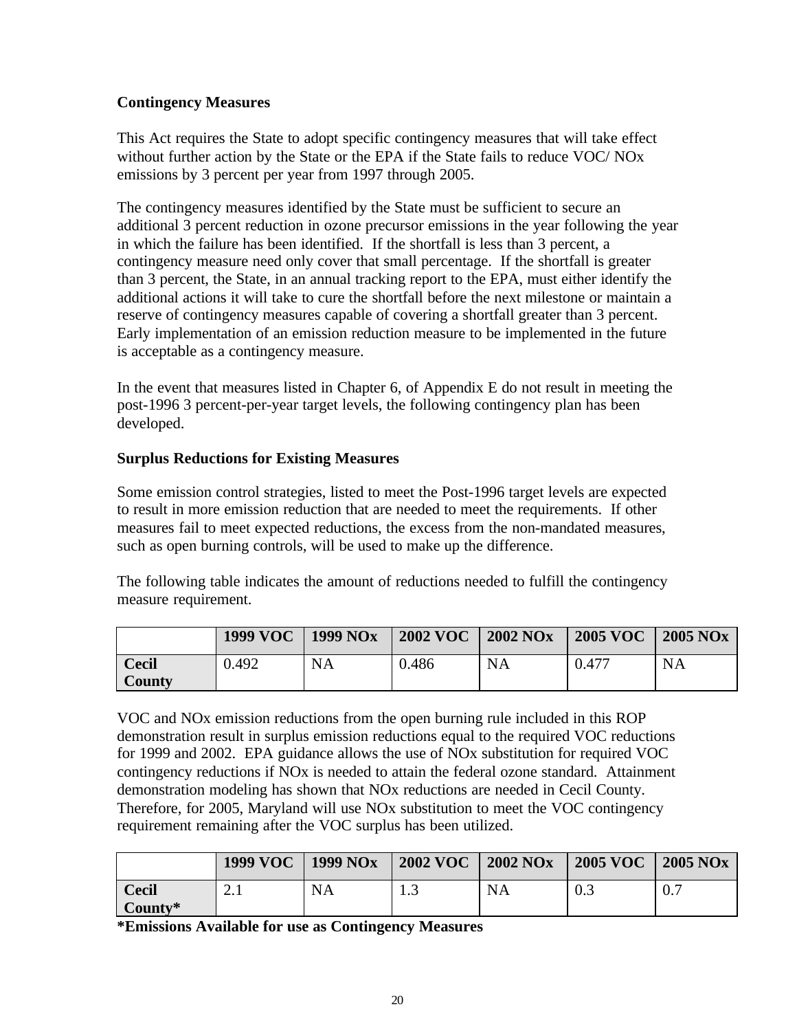**Contingency Measures**

This Act requires the State to adopt specific contingency measures that will take effect without further action by the State or the EPA if the State fails to reduce VOC/ NOx emissions by 3 percent per year from 1997 through 2005.

The contingency measures identified by the State must be sufficient to secure an additional 3 percent reduction in ozone precursor emissions in the year following the year in which the failure has been identified. If the shortfall is less than 3 percent, a contingency measure need only cover that small percentage. If the shortfall is greater than 3 percent, the State, in an annual tracking report to the EPA, must either identify the additional actions it will take to cure the shortfall before the next milestone or maintain a reserve of contingency measures capable of covering a shortfall greater than 3 percent. Early implementation of an emission reduction measure to be implemented in the future is acceptable as a contingency measure.

In the event that measures listed in Chapter 6, of Appendix E do not result in meeting the post-1996 3 percent-per-year target levels, the following contingency plan has been developed.

**Surplus Reductions for Existing Measures**

Some emission control strategies, listed to meet the Post-1996 target levels are expected to result in more emission reduction that are needed to meet the requirements. If other measures fail to meet expected reductions, the excess from the non-mandated measures, such as open burning controls, will be used to make up the difference.

The following table indicates the amount of reductions needed to fulfill the contingency measure requirement.

| | 1999 VOC | 1999 NOx | 2002 VOC | 2002 NOx | 2005 VOC | 2005 NOx |
|---|---|---|---|---|---|---|
| **Cecil County** | 0.492 | NA | 0.486 | NA | 0.477 | NA |

VOC and NOx emission reductions from the open burning rule included in this ROP demonstration result in surplus emission reductions equal to the required VOC reductions for 1999 and 2002. EPA guidance allows the use of NOx substitution for required VOC contingency reductions if NOx is needed to attain the federal ozone standard. Attainment demonstration modeling has shown that NOx reductions are needed in Cecil County. Therefore, for 2005, Maryland will use NOx substitution to meet the VOC contingency requirement remaining after the VOC surplus has been utilized.

| | 1999 VOC | 1999 NOx | 2002 VOC | 2002 NOx | 2005 VOC | 2005 NOx |
|---|---|---|---|---|---|---|
| **Cecil County*** | 2.1 | NA | 1.3 | NA | 0.3 | 0.7 |

***Emissions Available for use as Contingency Measures**